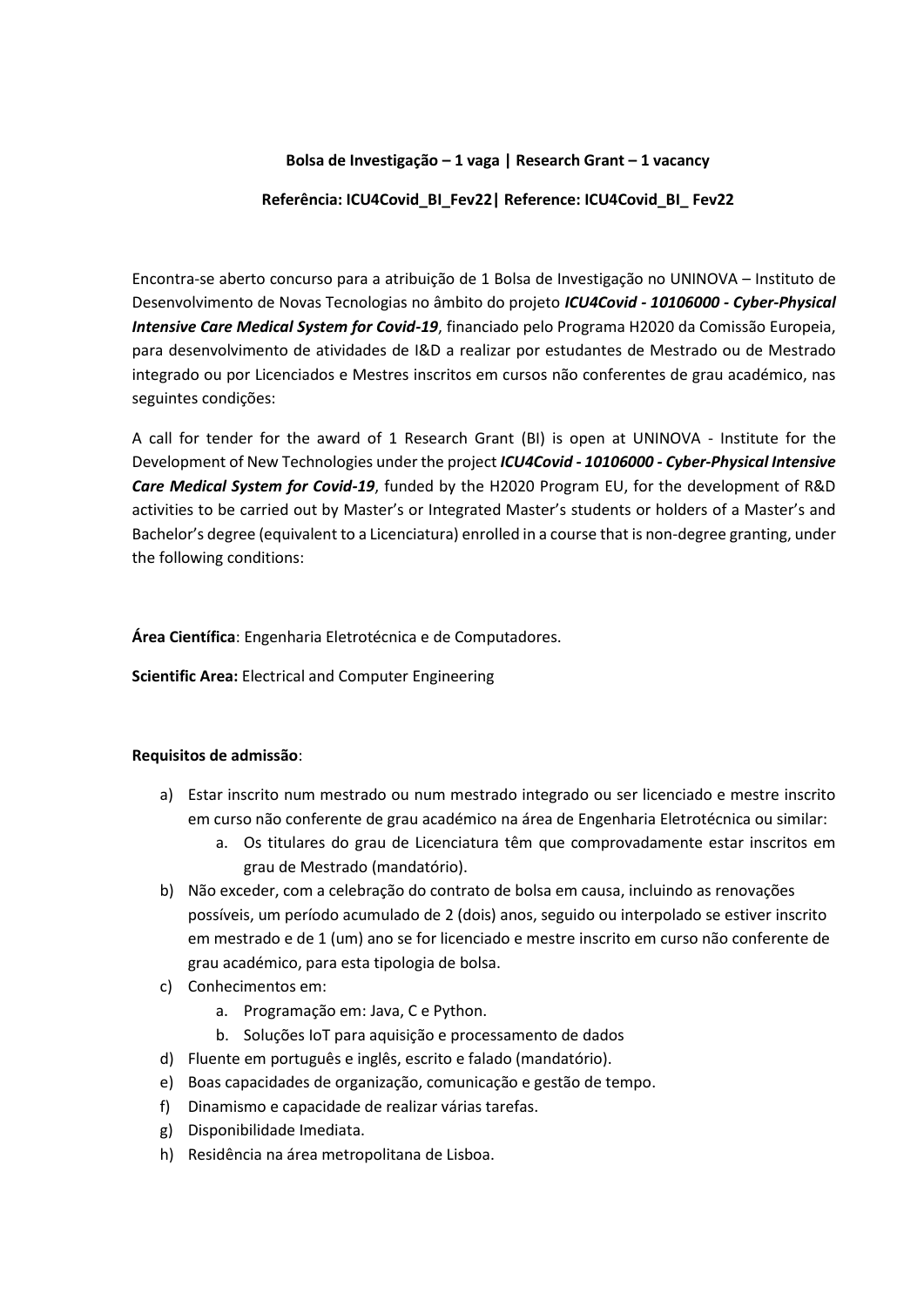**Bolsa de Investigação – 1 vaga | Research Grant – 1 vacancy**

**Referência: ICU4Covid_BI_Fev22| Reference: ICU4Covid_BI_ Fev22**

Encontra-se aberto concurso para a atribuição de 1 Bolsa de Investigação no UNINOVA – Instituto de Desenvolvimento de Novas Tecnologias no âmbito do projeto ***ICU4Covid - 10106000 - Cyber-Physical Intensive Care Medical System for Covid-19***, financiado pelo Programa H2020 da Comissão Europeia, para desenvolvimento de atividades de I&D a realizar por estudantes de Mestrado ou de Mestrado integrado ou por Licenciados e Mestres inscritos em cursos não conferentes de grau académico, nas seguintes condições:

A call for tender for the award of 1 Research Grant (BI) is open at UNINOVA - Institute for the Development of New Technologies under the project ***ICU4Covid - 10106000 - Cyber-Physical Intensive Care Medical System for Covid-19***, funded by the H2020 Program EU, for the development of R&D activities to be carried out by Master's or Integrated Master's students or holders of a Master's and Bachelor's degree (equivalent to a Licenciatura) enrolled in a course that is non-degree granting, under the following conditions:

**Área Científica**: Engenharia Eletrotécnica e de Computadores.

**Scientific Area:** Electrical and Computer Engineering

**Requisitos de admissão**:

a) Estar inscrito num mestrado ou num mestrado integrado ou ser licenciado e mestre inscrito em curso não conferente de grau académico na área de Engenharia Eletrotécnica ou similar:
    a. Os titulares do grau de Licenciatura têm que comprovadamente estar inscritos em grau de Mestrado (mandatório).
b) Não exceder, com a celebração do contrato de bolsa em causa, incluindo as renovações possíveis, um período acumulado de 2 (dois) anos, seguido ou interpolado se estiver inscrito em mestrado e de 1 (um) ano se for licenciado e mestre inscrito em curso não conferente de grau académico, para esta tipologia de bolsa.
c) Conhecimentos em:
    a. Programação em: Java, C e Python.
    b. Soluções IoT para aquisição e processamento de dados
d) Fluente em português e inglês, escrito e falado (mandatório).
e) Boas capacidades de organização, comunicação e gestão de tempo.
f) Dinamismo e capacidade de realizar várias tarefas.
g) Disponibilidade Imediata.
h) Residência na área metropolitana de Lisboa.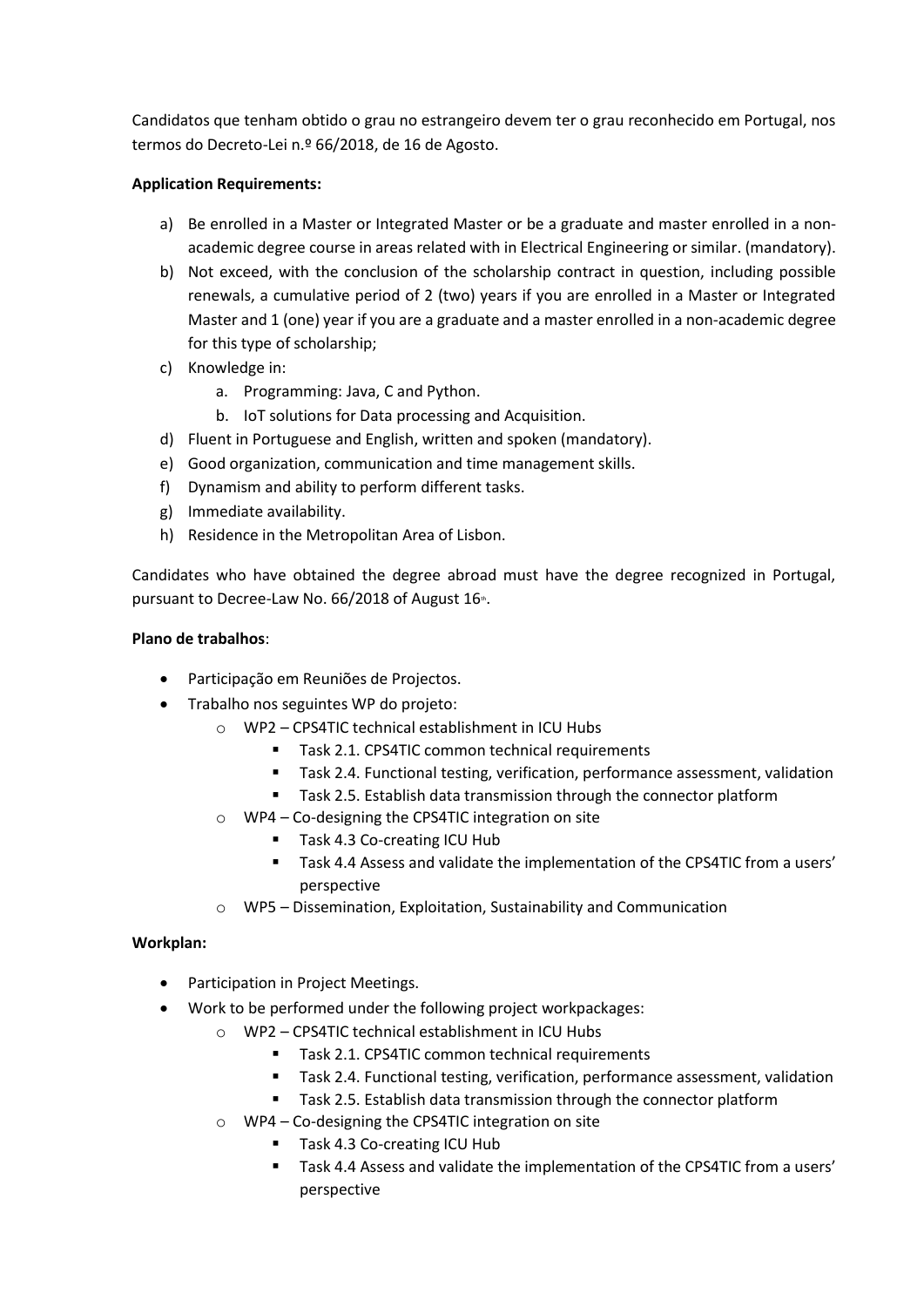Candidatos que tenham obtido o grau no estrangeiro devem ter o grau reconhecido em Portugal, nos termos do Decreto-Lei n.º 66/2018, de 16 de Agosto.

**Application Requirements:**

a) Be enrolled in a Master or Integrated Master or be a graduate and master enrolled in a non-academic degree course in areas related with in Electrical Engineering or similar. (mandatory).
b) Not exceed, with the conclusion of the scholarship contract in question, including possible renewals, a cumulative period of 2 (two) years if you are enrolled in a Master or Integrated Master and 1 (one) year if you are a graduate and a master enrolled in a non-academic degree for this type of scholarship;
c) Knowledge in:
    a. Programming: Java, C and Python.
    b. IoT solutions for Data processing and Acquisition.
d) Fluent in Portuguese and English, written and spoken (mandatory).
e) Good organization, communication and time management skills.
f) Dynamism and ability to perform different tasks.
g) Immediate availability.
h) Residence in the Metropolitan Area of Lisbon.

Candidates who have obtained the degree abroad must have the degree recognized in Portugal, pursuant to Decree-Law No. 66/2018 of August 16th.

**Plano de trabalhos**:

- Participação em Reuniões de Projectos.
- Trabalho nos seguintes WP do projeto:
    - WP2 – CPS4TIC technical establishment in ICU Hubs
        - Task 2.1. CPS4TIC common technical requirements
        - Task 2.4. Functional testing, verification, performance assessment, validation
        - Task 2.5. Establish data transmission through the connector platform
    - WP4 – Co-designing the CPS4TIC integration on site
        - Task 4.3 Co-creating ICU Hub
        - Task 4.4 Assess and validate the implementation of the CPS4TIC from a users' perspective
    - WP5 – Dissemination, Exploitation, Sustainability and Communication

**Workplan:**

- Participation in Project Meetings.
- Work to be performed under the following project workpackages:
    - WP2 – CPS4TIC technical establishment in ICU Hubs
        - Task 2.1. CPS4TIC common technical requirements
        - Task 2.4. Functional testing, verification, performance assessment, validation
        - Task 2.5. Establish data transmission through the connector platform
    - WP4 – Co-designing the CPS4TIC integration on site
        - Task 4.3 Co-creating ICU Hub
        - Task 4.4 Assess and validate the implementation of the CPS4TIC from a users' perspective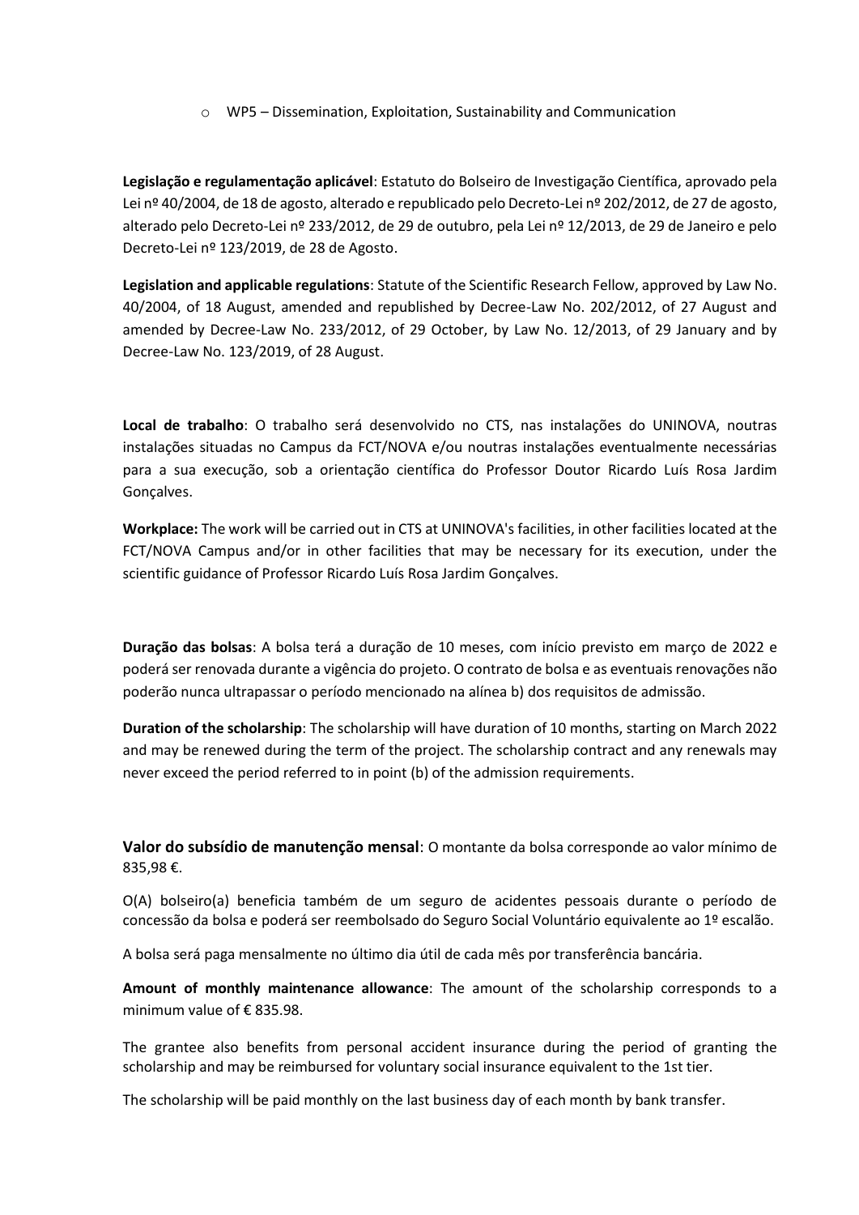- WP5 – Dissemination, Exploitation, Sustainability and Communication

**Legislação e regulamentação aplicável**: Estatuto do Bolseiro de Investigação Científica, aprovado pela Lei nº 40/2004, de 18 de agosto, alterado e republicado pelo Decreto-Lei nº 202/2012, de 27 de agosto, alterado pelo Decreto-Lei nº 233/2012, de 29 de outubro, pela Lei nº 12/2013, de 29 de Janeiro e pelo Decreto-Lei nº 123/2019, de 28 de Agosto.

**Legislation and applicable regulations**: Statute of the Scientific Research Fellow, approved by Law No. 40/2004, of 18 August, amended and republished by Decree-Law No. 202/2012, of 27 August and amended by Decree-Law No. 233/2012, of 29 October, by Law No. 12/2013, of 29 January and by Decree-Law No. 123/2019, of 28 August.

**Local de trabalho**: O trabalho será desenvolvido no CTS, nas instalações do UNINOVA, noutras instalações situadas no Campus da FCT/NOVA e/ou noutras instalações eventualmente necessárias para a sua execução, sob a orientação científica do Professor Doutor Ricardo Luís Rosa Jardim Gonçalves.

**Workplace:** The work will be carried out in CTS at UNINOVA's facilities, in other facilities located at the FCT/NOVA Campus and/or in other facilities that may be necessary for its execution, under the scientific guidance of Professor Ricardo Luís Rosa Jardim Gonçalves.

**Duração das bolsas**: A bolsa terá a duração de 10 meses, com início previsto em março de 2022 e poderá ser renovada durante a vigência do projeto. O contrato de bolsa e as eventuais renovações não poderão nunca ultrapassar o período mencionado na alínea b) dos requisitos de admissão.

**Duration of the scholarship**: The scholarship will have duration of 10 months, starting on March 2022 and may be renewed during the term of the project. The scholarship contract and any renewals may never exceed the period referred to in point (b) of the admission requirements.

**Valor do subsídio de manutenção mensal**: O montante da bolsa corresponde ao valor mínimo de 835,98 €.

O(A) bolseiro(a) beneficia também de um seguro de acidentes pessoais durante o período de concessão da bolsa e poderá ser reembolsado do Seguro Social Voluntário equivalente ao 1º escalão.

A bolsa será paga mensalmente no último dia útil de cada mês por transferência bancária.

**Amount of monthly maintenance allowance**: The amount of the scholarship corresponds to a minimum value of € 835.98.

The grantee also benefits from personal accident insurance during the period of granting the scholarship and may be reimbursed for voluntary social insurance equivalent to the 1st tier.

The scholarship will be paid monthly on the last business day of each month by bank transfer.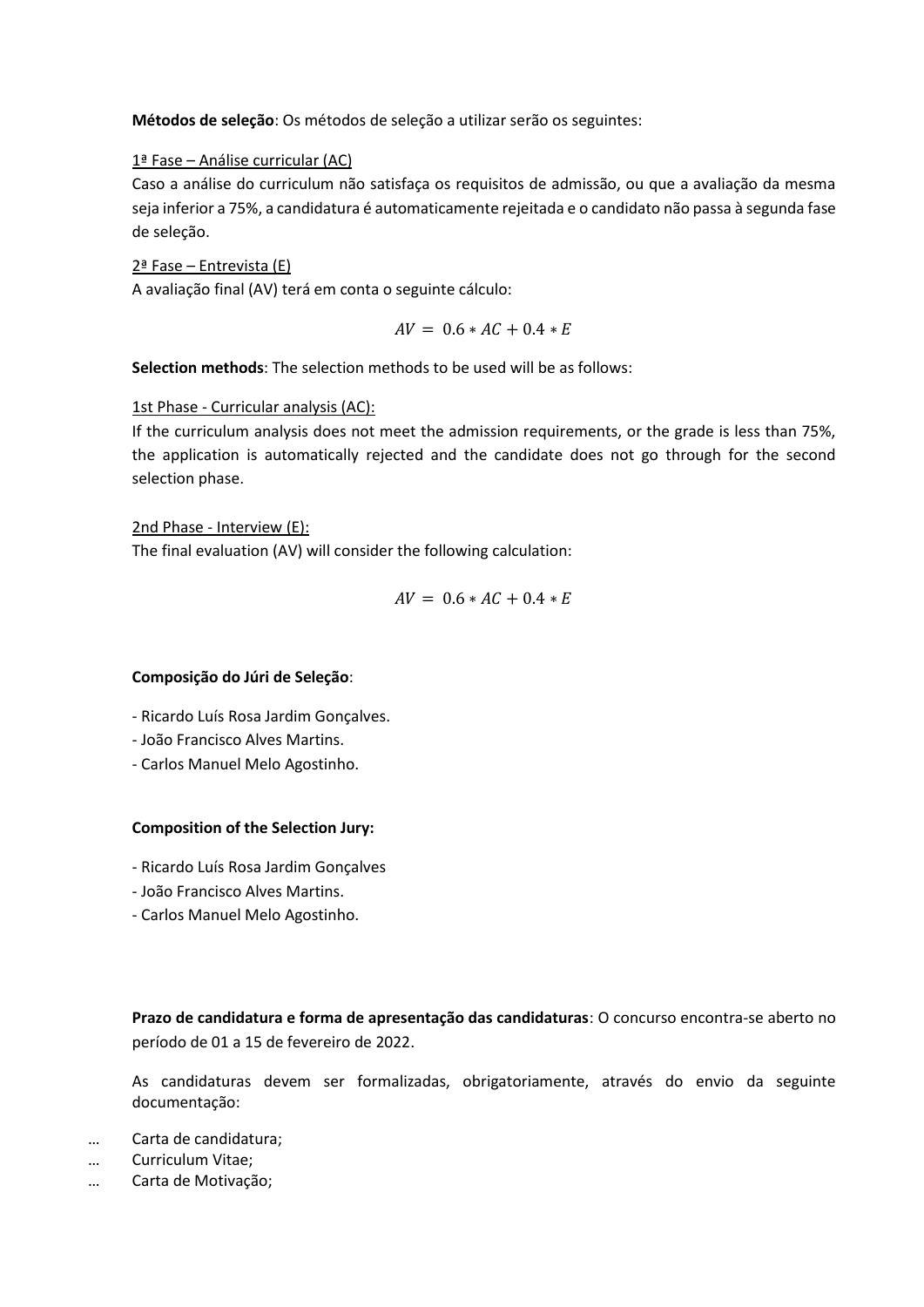**Métodos de seleção**: Os métodos de seleção a utilizar serão os seguintes:

1ª Fase – Análise curricular (AC)

Caso a análise do curriculum não satisfaça os requisitos de admissão, ou que a avaliação da mesma seja inferior a 75%, a candidatura é automaticamente rejeitada e o candidato não passa à segunda fase de seleção.

2ª Fase – Entrevista (E)

A avaliação final (AV) terá em conta o seguinte cálculo:

$$AV = 0.6 * AC + 0.4 * E$$

**Selection methods**: The selection methods to be used will be as follows:

1st Phase - Curricular analysis (AC):

If the curriculum analysis does not meet the admission requirements, or the grade is less than 75%, the application is automatically rejected and the candidate does not go through for the second selection phase.

2nd Phase - Interview (E):

The final evaluation (AV) will consider the following calculation:

$$AV = 0.6 * AC + 0.4 * E$$

**Composição do Júri de Seleção**:

- Ricardo Luís Rosa Jardim Gonçalves.
- João Francisco Alves Martins.
- Carlos Manuel Melo Agostinho.

**Composition of the Selection Jury:**

- Ricardo Luís Rosa Jardim Gonçalves
- João Francisco Alves Martins.
- Carlos Manuel Melo Agostinho.

**Prazo de candidatura e forma de apresentação das candidaturas**: O concurso encontra-se aberto no período de 01 a 15 de fevereiro de 2022.

As candidaturas devem ser formalizadas, obrigatoriamente, através do envio da seguinte documentação:

- Carta de candidatura;
- Curriculum Vitae;
- Carta de Motivação;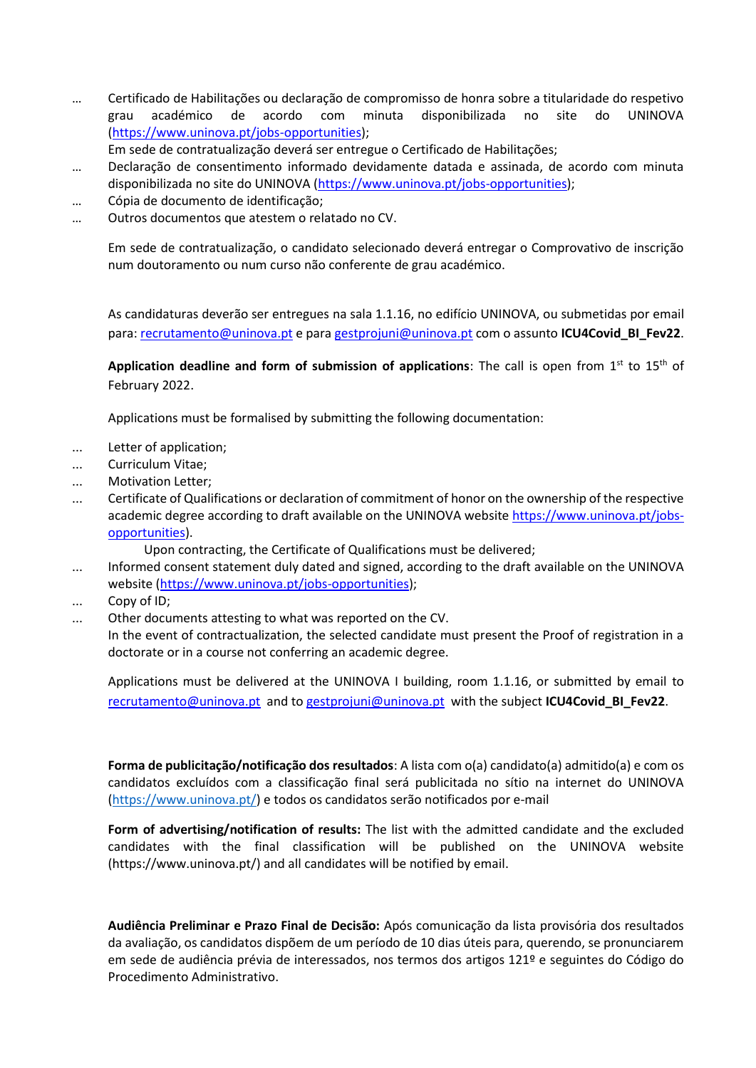- Certificado de Habilitações ou declaração de compromisso de honra sobre a titularidade do respetivo grau académico de acordo com minuta disponibilizada no site do UNINOVA (https://www.uninova.pt/jobs-opportunities);

  Em sede de contratualização deverá ser entregue o Certificado de Habilitações;
- Declaração de consentimento informado devidamente datada e assinada, de acordo com minuta disponibilizada no site do UNINOVA (https://www.uninova.pt/jobs-opportunities);
- Cópia de documento de identificação;
- Outros documentos que atestem o relatado no CV.

Em sede de contratualização, o candidato selecionado deverá entregar o Comprovativo de inscrição num doutoramento ou num curso não conferente de grau académico.

As candidaturas deverão ser entregues na sala 1.1.16, no edifício UNINOVA, ou submetidas por email para: recrutamento@uninova.pt e para gestprojuni@uninova.pt com o assunto **ICU4Covid_BI_Fev22**.

**Application deadline and form of submission of applications**: The call is open from 1st to 15th of February 2022.

Applications must be formalised by submitting the following documentation:

- Letter of application;
- Curriculum Vitae;
- Motivation Letter;
- Certificate of Qualifications or declaration of commitment of honor on the ownership of the respective academic degree according to draft available on the UNINOVA website https://www.uninova.pt/jobs-opportunities).

  Upon contracting, the Certificate of Qualifications must be delivered;
- Informed consent statement duly dated and signed, according to the draft available on the UNINOVA website (https://www.uninova.pt/jobs-opportunities);
- Copy of ID;
- Other documents attesting to what was reported on the CV.

  In the event of contractualization, the selected candidate must present the Proof of registration in a doctorate or in a course not conferring an academic degree.

Applications must be delivered at the UNINOVA I building, room 1.1.16, or submitted by email to recrutamento@uninova.pt and to gestprojuni@uninova.pt with the subject **ICU4Covid_BI_Fev22**.

**Forma de publicitação/notificação dos resultados**: A lista com o(a) candidato(a) admitido(a) e com os candidatos excluídos com a classificação final será publicitada no sítio na internet do UNINOVA (https://www.uninova.pt/) e todos os candidatos serão notificados por e-mail

**Form of advertising/notification of results:** The list with the admitted candidate and the excluded candidates with the final classification will be published on the UNINOVA website (https://www.uninova.pt/) and all candidates will be notified by email.

**Audiência Preliminar e Prazo Final de Decisão:** Após comunicação da lista provisória dos resultados da avaliação, os candidatos dispõem de um período de 10 dias úteis para, querendo, se pronunciarem em sede de audiência prévia de interessados, nos termos dos artigos 121º e seguintes do Código do Procedimento Administrativo.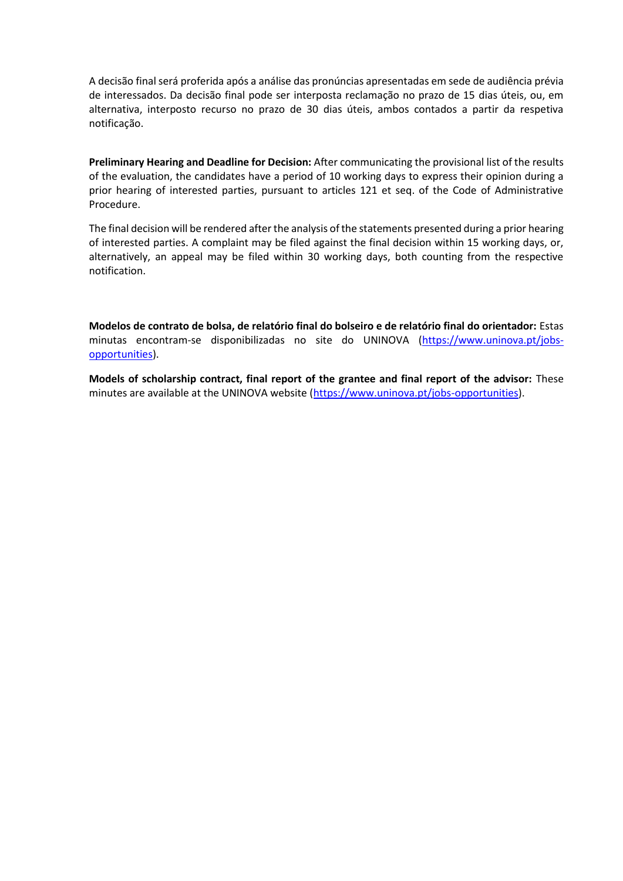A decisão final será proferida após a análise das pronúncias apresentadas em sede de audiência prévia de interessados. Da decisão final pode ser interposta reclamação no prazo de 15 dias úteis, ou, em alternativa, interposto recurso no prazo de 30 dias úteis, ambos contados a partir da respetiva notificação.

**Preliminary Hearing and Deadline for Decision:** After communicating the provisional list of the results of the evaluation, the candidates have a period of 10 working days to express their opinion during a prior hearing of interested parties, pursuant to articles 121 et seq. of the Code of Administrative Procedure.

The final decision will be rendered after the analysis of the statements presented during a prior hearing of interested parties. A complaint may be filed against the final decision within 15 working days, or, alternatively, an appeal may be filed within 30 working days, both counting from the respective notification.

**Modelos de contrato de bolsa, de relatório final do bolseiro e de relatório final do orientador:** Estas minutas encontram-se disponibilizadas no site do UNINOVA (https://www.uninova.pt/jobs-opportunities).

**Models of scholarship contract, final report of the grantee and final report of the advisor:** These minutes are available at the UNINOVA website (https://www.uninova.pt/jobs-opportunities).